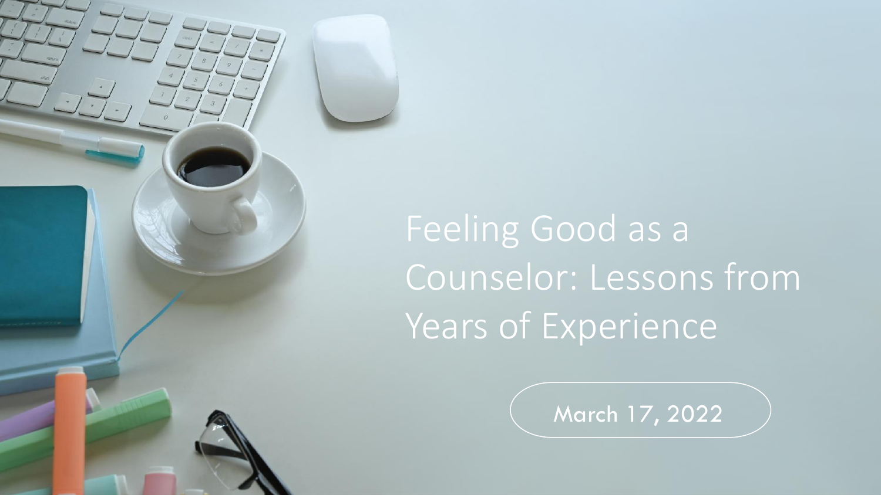# Feeling Good as a Counselor: Lessons from Years of Experience

March 17, 2022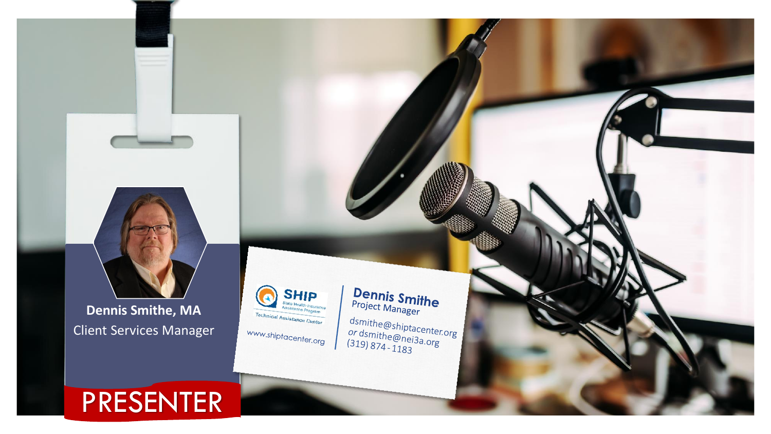Dennis Smithe, MA

Client Services Manager

PRESENTER

SHIP State Health Insurance Assistance Program

Technical Assistance Center

www.shiptacenter.org

Dennis Smithe

Project Manager

dsmithe@shiptacenter.org

or dsmithe@nei3a.org

(319) 874 - 1183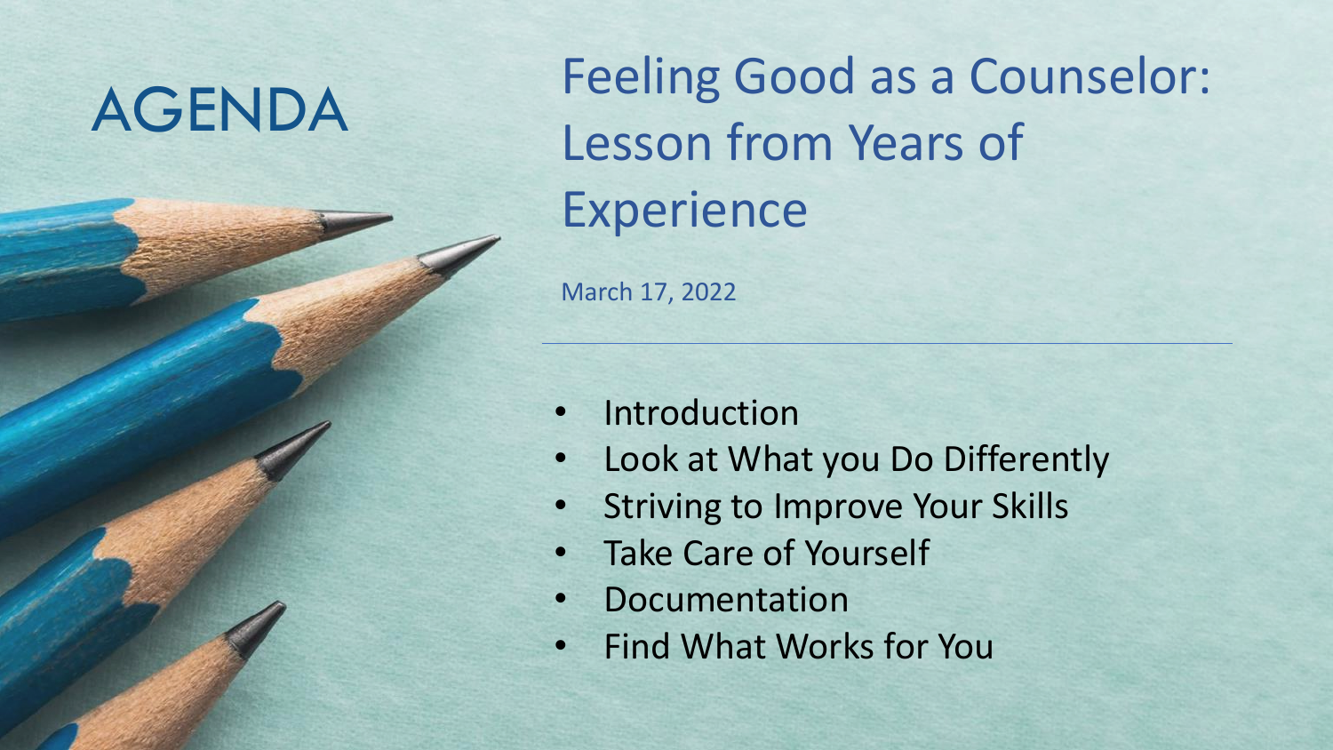# AGENDA

## Feeling Good as a Counselor: Lesson from Years of Experience

March 17, 2022

- Introduction
- Look at What you Do Differently
- Striving to Improve Your Skills
- Take Care of Yourself
- Documentation
- Find What Works for You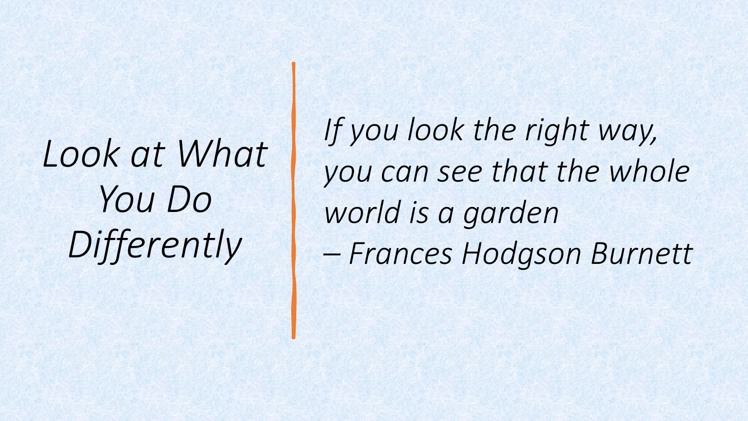# *Look at What You Do Differently*

*If you look the right way, you can see that the whole world is a garden*
*– Frances Hodgson Burnett*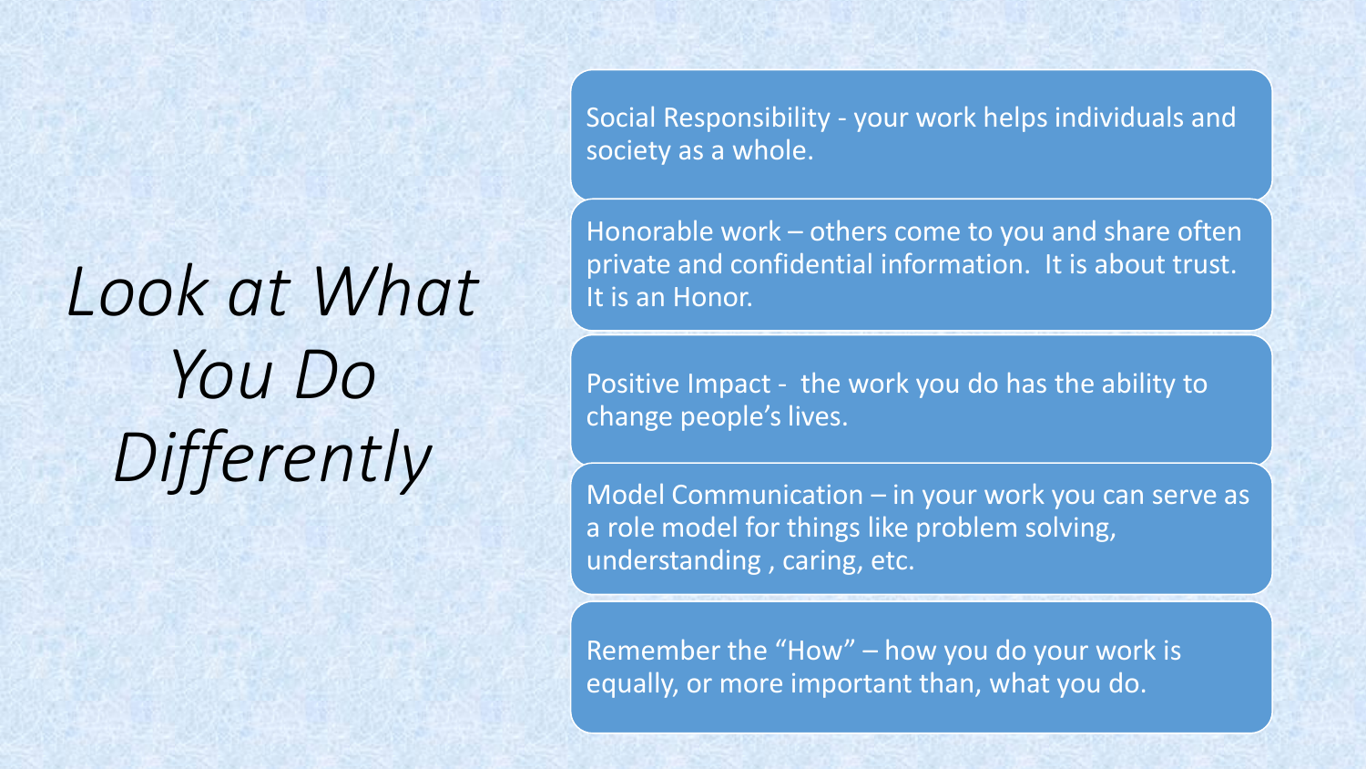# *Look at What You Do Differently*

- Social Responsibility - your work helps individuals and society as a whole.
- Honorable work – others come to you and share often private and confidential information. It is about trust. It is an Honor.
- Positive Impact - the work you do has the ability to change people's lives.
- Model Communication – in your work you can serve as a role model for things like problem solving, understanding , caring, etc.
- Remember the "How" – how you do your work is equally, or more important than, what you do.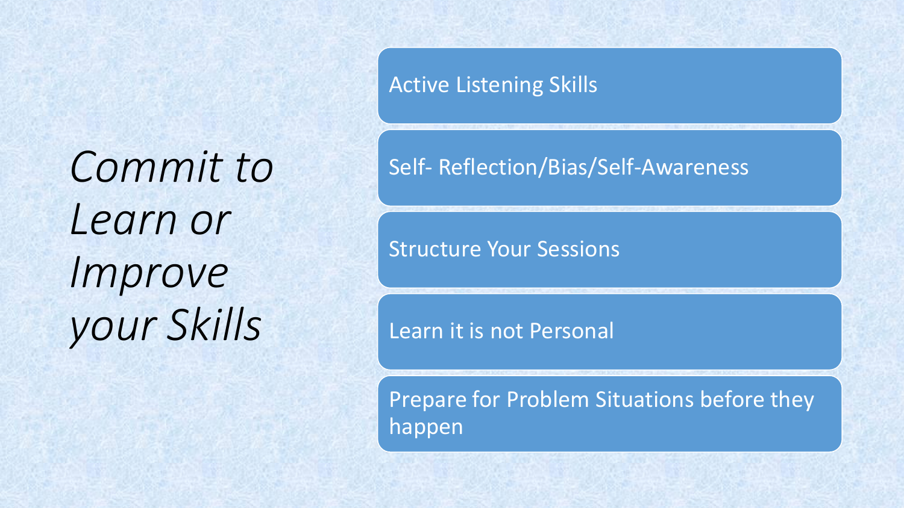# *Commit to Learn or Improve your Skills*

- Active Listening Skills
- Self- Reflection/Bias/Self-Awareness
- Structure Your Sessions
- Learn it is not Personal
- Prepare for Problem Situations before they happen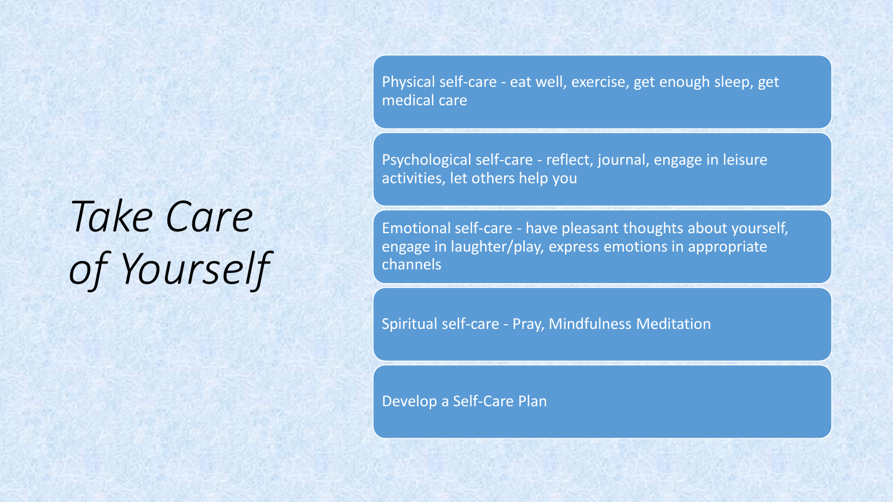# *Take Care of Yourself*

- Physical self-care - eat well, exercise, get enough sleep, get medical care
- Psychological self-care - reflect, journal, engage in leisure activities, let others help you
- Emotional self-care - have pleasant thoughts about yourself, engage in laughter/play, express emotions in appropriate channels
- Spiritual self-care - Pray, Mindfulness Meditation
- Develop a Self-Care Plan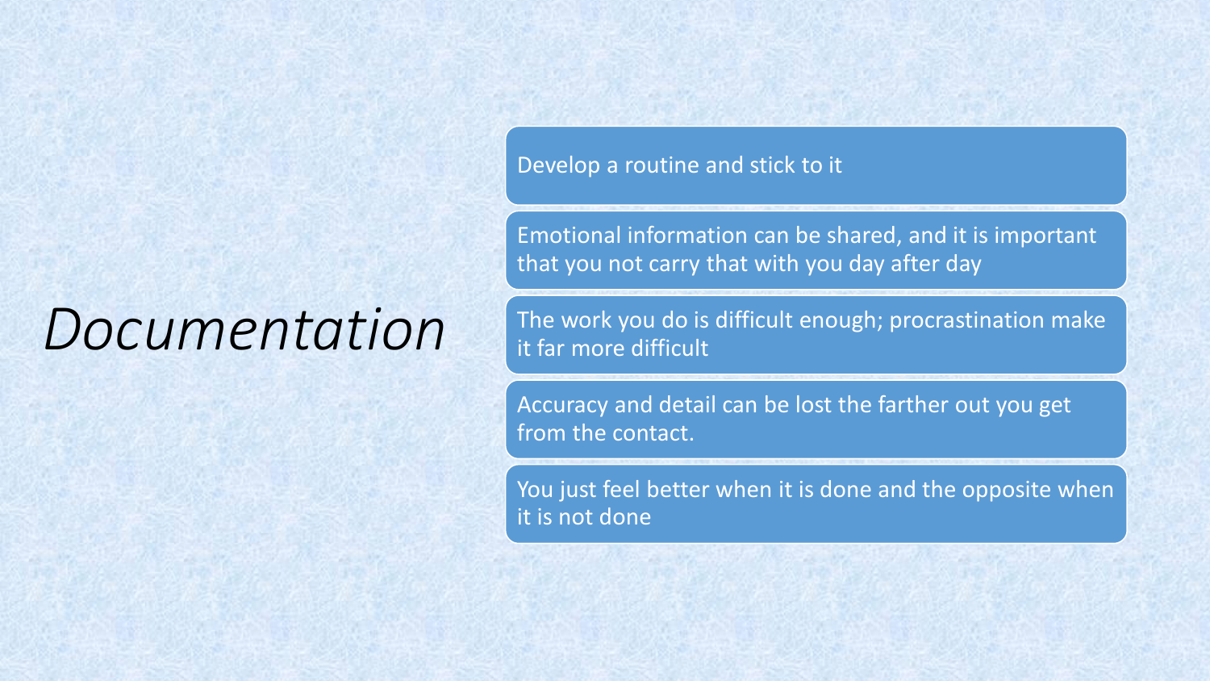# *Documentation*

- Develop a routine and stick to it
- Emotional information can be shared, and it is important that you not carry that with you day after day
- The work you do is difficult enough; procrastination make it far more difficult
- Accuracy and detail can be lost the farther out you get from the contact.
- You just feel better when it is done and the opposite when it is not done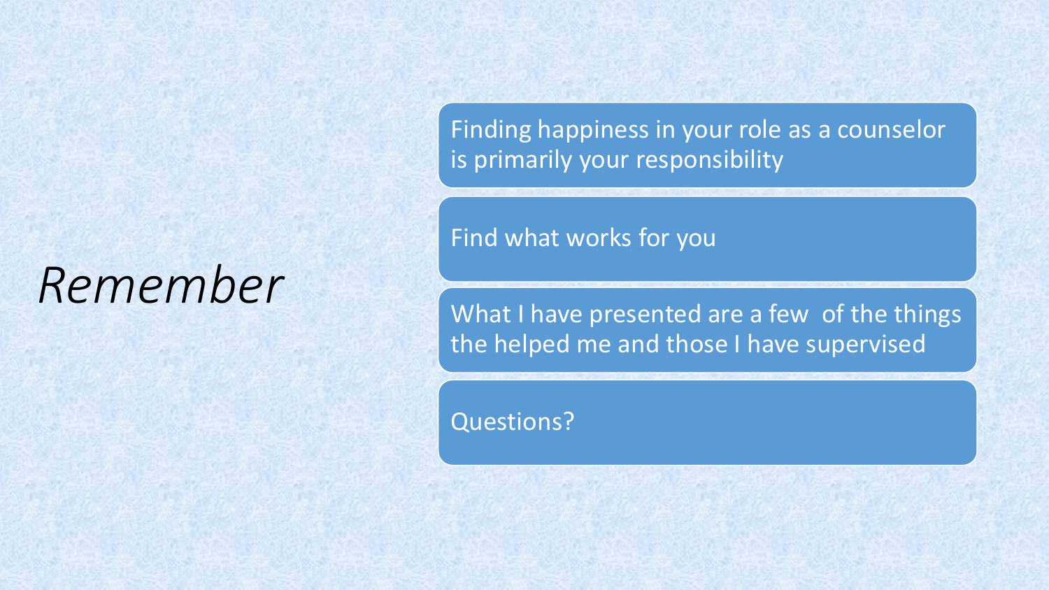# *Remember*

- Finding happiness in your role as a counselor is primarily your responsibility
- Find what works for you
- What I have presented are a few of the things the helped me and those I have supervised
- Questions?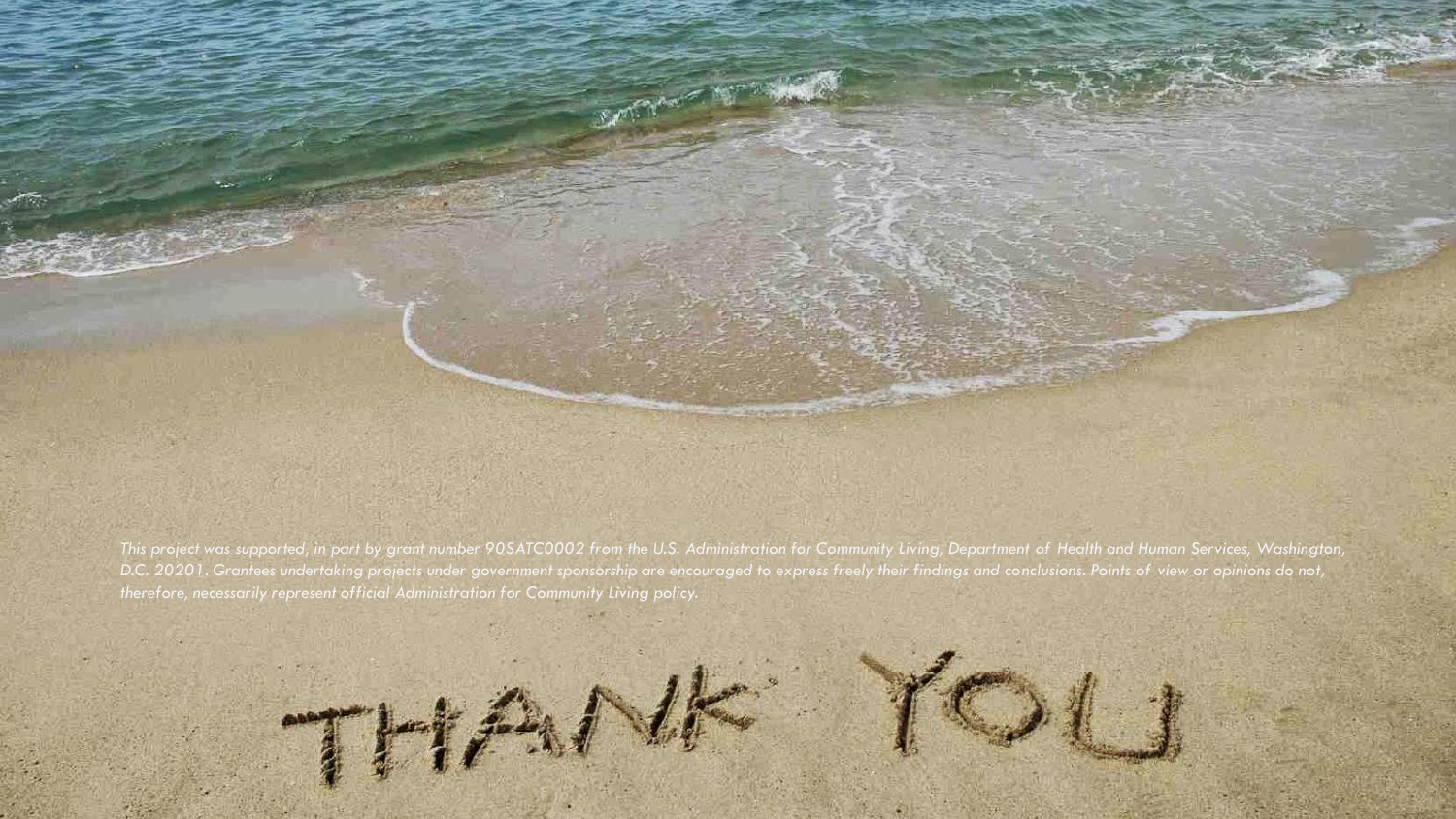*This project was supported, in part by grant number 90SATC0002 from the U.S. Administration for Community Living, Department of Health and Human Services, Washington, D.C. 20201. Grantees undertaking projects under government sponsorship are encouraged to express freely their findings and conclusions. Points of view or opinions do not, therefore, necessarily represent official Administration for Community Living policy.*

THANK YOU